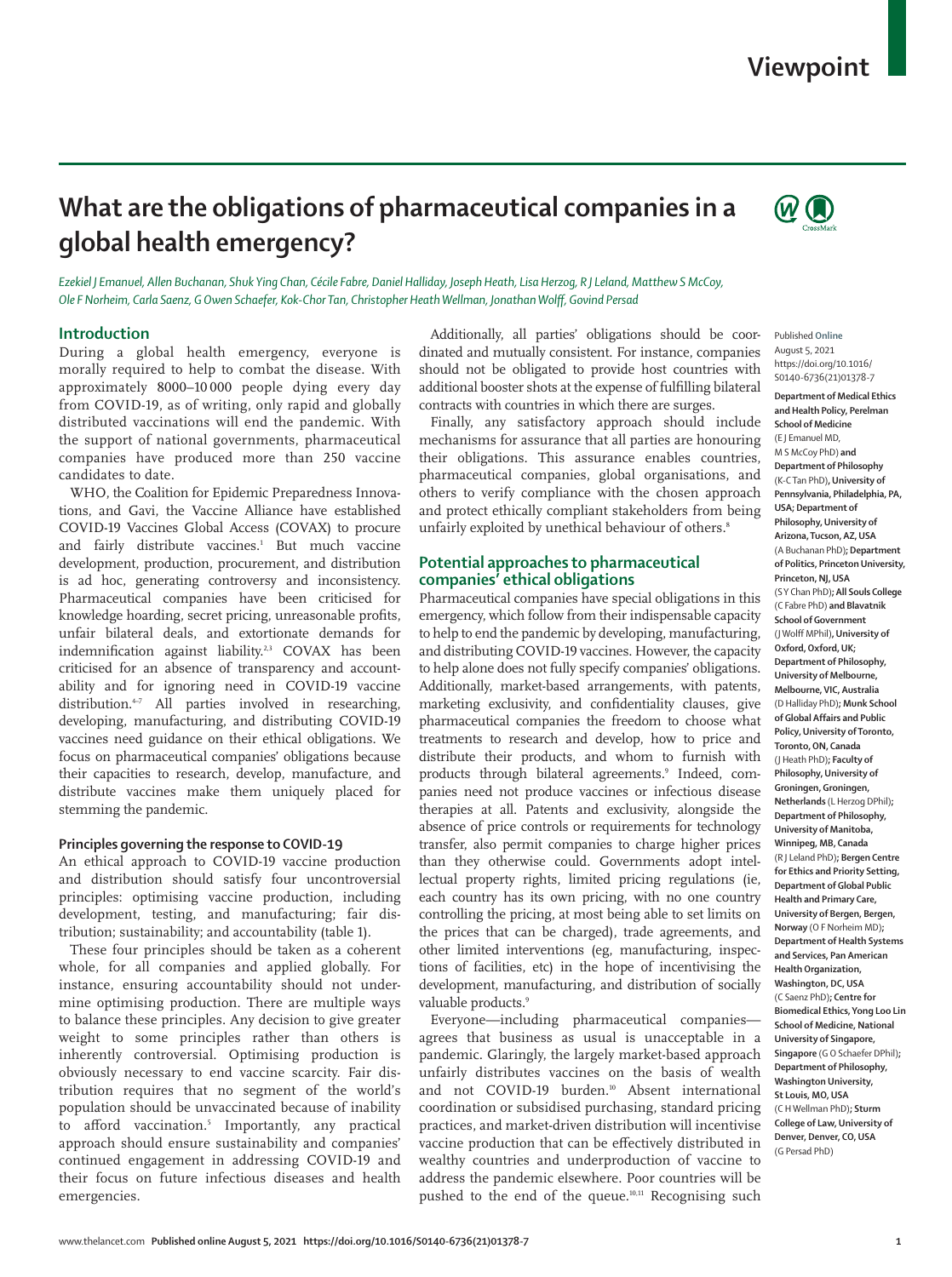# What are the obligations of pharmaceutical companies in a global health emergency?

*Ezekiel J Emanuel, Allen Buchanan, Shuk Ying Chan, Cécile Fabre, Daniel Halliday, Joseph Heath, Lisa Herzog, R J Leland, Matthew S McCoy, Ole F Norheim, Carla Saenz, G Owen Schaefer, Kok-Chor Tan, Christopher Heath Wellman, Jonathan Wolff, Govind Persad*

Published Online August 5, 2021 https://doi.org/10.1016/S0140-6736(21)01378-7

Department of Medical Ethics and Health Policy, Perelman School of Medicine (E J Emanuel MD, M S McCoy PhD) and Department of Philosophy (K-C Tan PhD), University of Pennsylvania, Philadelphia, PA, USA; Department of Philosophy, University of Arizona, Tucson, AZ, USA (A Buchanan PhD); Department of Politics, Princeton University, Princeton, NJ, USA (S Y Chan PhD); All Souls College (C Fabre PhD) and Blavatnik School of Government (J Wolff MPhil), University of Oxford, Oxford, UK; Department of Philosophy, University of Melbourne, Melbourne, VIC, Australia (D Halliday PhD); Munk School of Global Affairs and Public Policy, University of Toronto, Toronto, ON, Canada (J Heath PhD); Faculty of Philosophy, University of Groningen, Groningen, Netherlands (L Herzog DPhil); Department of Philosophy, University of Manitoba, Winnipeg, MB, Canada (R J Leland PhD); Bergen Centre for Ethics and Priority Setting, Department of Global Public Health and Primary Care, University of Bergen, Bergen, Norway (O F Norheim MD); Department of Health Systems and Services, Pan American Health Organization, Washington, DC, USA (C Saenz PhD); Centre for Biomedical Ethics, Yong Loo Lin School of Medicine, National University of Singapore, Singapore (G O Schaefer DPhil); Department of Philosophy, Washington University, St Louis, MO, USA (C H Wellman PhD); Sturm College of Law, University of Denver, Denver, CO, USA (G Persad PhD)

## Introduction

During a global health emergency, everyone is morally required to help to combat the disease. With approximately 8000–10 000 people dying every day from COVID-19, as of writing, only rapid and globally distributed vaccinations will end the pandemic. With the support of national governments, pharmaceutical companies have produced more than 250 vaccine candidates to date.

WHO, the Coalition for Epidemic Preparedness Innovations, and Gavi, the Vaccine Alliance have established COVID-19 Vaccines Global Access (COVAX) to procure and fairly distribute vaccines.[1] But much vaccine development, production, procurement, and distribution is ad hoc, generating controversy and inconsistency. Pharmaceutical companies have been criticised for knowledge hoarding, secret pricing, unreasonable profits, unfair bilateral deals, and extortionate demands for indemnification against liability.[2,3] COVAX has been criticised for an absence of transparency and accountability and for ignoring need in COVID-19 vaccine distribution.[4–7] All parties involved in researching, developing, manufacturing, and distributing COVID-19 vaccines need guidance on their ethical obligations. We focus on pharmaceutical companies' obligations because their capacities to research, develop, manufacture, and distribute vaccines make them uniquely placed for stemming the pandemic.

### Principles governing the response to COVID-19

An ethical approach to COVID-19 vaccine production and distribution should satisfy four uncontroversial principles: optimising vaccine production, including development, testing, and manufacturing; fair distribution; sustainability; and accountability (table 1).

These four principles should be taken as a coherent whole, for all companies and applied globally. For instance, ensuring accountability should not undermine optimising production. There are multiple ways to balance these principles. Any decision to give greater weight to some principles rather than others is inherently controversial. Optimising production is obviously necessary to end vaccine scarcity. Fair distribution requires that no segment of the world's population should be unvaccinated because of inability to afford vaccination.[5] Importantly, any practical approach should ensure sustainability and companies' continued engagement in addressing COVID-19 and their focus on future infectious diseases and health emergencies.

Additionally, all parties' obligations should be coordinated and mutually consistent. For instance, companies should not be obligated to provide host countries with additional booster shots at the expense of fulfilling bilateral contracts with countries in which there are surges.

Finally, any satisfactory approach should include mechanisms for assurance that all parties are honouring their obligations. This assurance enables countries, pharmaceutical companies, global organisations, and others to verify compliance with the chosen approach and protect ethically compliant stakeholders from being unfairly exploited by unethical behaviour of others.[8]

## Potential approaches to pharmaceutical companies' ethical obligations

Pharmaceutical companies have special obligations in this emergency, which follow from their indispensable capacity to help to end the pandemic by developing, manufacturing, and distributing COVID-19 vaccines. However, the capacity to help alone does not fully specify companies' obligations. Additionally, market-based arrangements, with patents, marketing exclusivity, and confidentiality clauses, give pharmaceutical companies the freedom to choose what treatments to research and develop, how to price and distribute their products, and whom to furnish with products through bilateral agreements.[9] Indeed, companies need not produce vaccines or infectious disease therapies at all. Patents and exclusivity, alongside the absence of price controls or requirements for technology transfer, also permit companies to charge higher prices than they otherwise could. Governments adopt intellectual property rights, limited pricing regulations (ie, each country has its own pricing, with no one country controlling the pricing, at most being able to set limits on the prices that can be charged), trade agreements, and other limited interventions (eg, manufacturing, inspections of facilities, etc) in the hope of incentivising the development, manufacturing, and distribution of socially valuable products.[9]

Everyone—including pharmaceutical companies—agrees that business as usual is unacceptable in a pandemic. Glaringly, the largely market-based approach unfairly distributes vaccines on the basis of wealth and not COVID-19 burden.[10] Absent international coordination or subsidised purchasing, standard pricing practices, and market-driven distribution will incentivise vaccine production that can be effectively distributed in wealthy countries and underproduction of vaccine to address the pandemic elsewhere. Poor countries will be pushed to the end of the queue.[10,11] Recognising such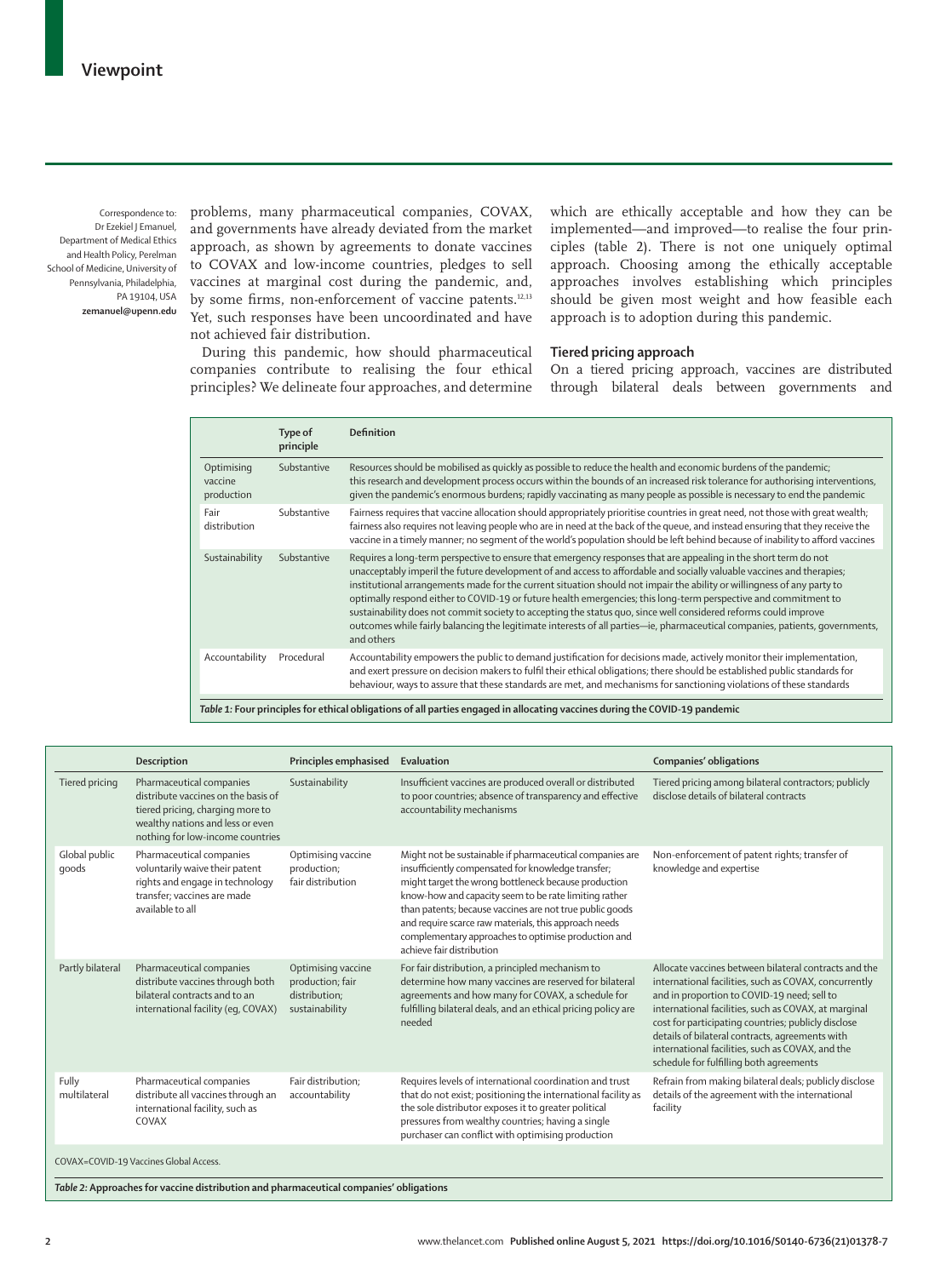Correspondence to: Dr Ezekiel J Emanuel, Department of Medical Ethics and Health Policy, Perelman School of Medicine, University of Pennsylvania, Philadelphia, PA 19104, USA **zemanuel@upenn.edu**

problems, many pharmaceutical companies, COVAX, and governments have already deviated from the market approach, as shown by agreements to donate vaccines to COVAX and low-income countries, pledges to sell vaccines at marginal cost during the pandemic, and, by some firms, non-enforcement of vaccine patents.[12,13] Yet, such responses have been uncoordinated and have not achieved fair distribution.

During this pandemic, how should pharmaceutical companies contribute to realising the four ethical principles? We delineate four approaches, and determine which are ethically acceptable and how they can be implemented—and improved—to realise the four principles (table 2). There is not one uniquely optimal approach. Choosing among the ethically acceptable approaches involves establishing which principles should be given most weight and how feasible each approach is to adoption during this pandemic.

### Tiered pricing approach

On a tiered pricing approach, vaccines are distributed through bilateral deals between governments and

| | Type of principle | Definition |
|---|---|---|
| Optimising vaccine production | Substantive | Resources should be mobilised as quickly as possible to reduce the health and economic burdens of the pandemic; this research and development process occurs within the bounds of an increased risk tolerance for authorising interventions, given the pandemic's enormous burdens; rapidly vaccinating as many people as possible is necessary to end the pandemic |
| Fair distribution | Substantive | Fairness requires that vaccine allocation should appropriately prioritise countries in great need, not those with great wealth; fairness also requires not leaving people who are in need at the back of the queue, and instead ensuring that they receive the vaccine in a timely manner; no segment of the world's population should be left behind because of inability to afford vaccines |
| Sustainability | Substantive | Requires a long-term perspective to ensure that emergency responses that are appealing in the short term do not unacceptably imperil the future development of and access to affordable and socially valuable vaccines and therapies; institutional arrangements made for the current situation should not impair the ability or willingness of any party to optimally respond either to COVID-19 or future health emergencies; this long-term perspective and commitment to sustainability does not commit society to accepting the status quo, since well considered reforms could improve outcomes while fairly balancing the legitimate interests of all parties—ie, pharmaceutical companies, patients, governments, and others |
| Accountability | Procedural | Accountability empowers the public to demand justification for decisions made, actively monitor their implementation, and exert pressure on decision makers to fulfil their ethical obligations; there should be established public standards for behaviour, ways to assure that these standards are met, and mechanisms for sanctioning violations of these standards |

*Table 1:* **Four principles for ethical obligations of all parties engaged in allocating vaccines during the COVID-19 pandemic**

| | Description | Principles emphasised | Evaluation | Companies' obligations |
|---|---|---|---|---|
| Tiered pricing | Pharmaceutical companies distribute vaccines on the basis of tiered pricing, charging more to wealthy nations and less or even nothing for low-income countries | Sustainability | Insufficient vaccines are produced overall or distributed to poor countries; absence of transparency and effective accountability mechanisms | Tiered pricing among bilateral contractors; publicly disclose details of bilateral contracts |
| Global public goods | Pharmaceutical companies voluntarily waive their patent rights and engage in technology transfer; vaccines are made available to all | Optimising vaccine production; fair distribution | Might not be sustainable if pharmaceutical companies are insufficiently compensated for knowledge transfer; might target the wrong bottleneck because production know-how and capacity seem to be rate limiting rather than patents; because vaccines are not true public goods and require scarce raw materials, this approach needs complementary approaches to optimise production and achieve fair distribution | Non-enforcement of patent rights; transfer of knowledge and expertise |
| Partly bilateral | Pharmaceutical companies distribute vaccines through both bilateral contracts and to an international facility (eg, COVAX) | Optimising vaccine production; fair distribution; sustainability | For fair distribution, a principled mechanism to determine how many vaccines are reserved for bilateral agreements and how many for COVAX, a schedule for fulfilling bilateral deals, and an ethical pricing policy are needed | Allocate vaccines between bilateral contracts and the international facilities, such as COVAX, concurrently and in proportion to COVID-19 need; sell to international facilities, such as COVAX, at marginal cost for participating countries; publicly disclose details of bilateral contracts, agreements with international facilities, such as COVAX, and the schedule for fulfilling both agreements |
| Fully multilateral | Pharmaceutical companies distribute all vaccines through an international facility, such as COVAX | Fair distribution; accountability | Requires levels of international coordination and trust that do not exist; positioning the international facility as the sole distributor exposes it to greater political pressures from wealthy countries; having a single purchaser can conflict with optimising production | Refrain from making bilateral deals; publicly disclose details of the agreement with the international facility |

COVAX=COVID-19 Vaccines Global Access.

*Table 2:* **Approaches for vaccine distribution and pharmaceutical companies' obligations**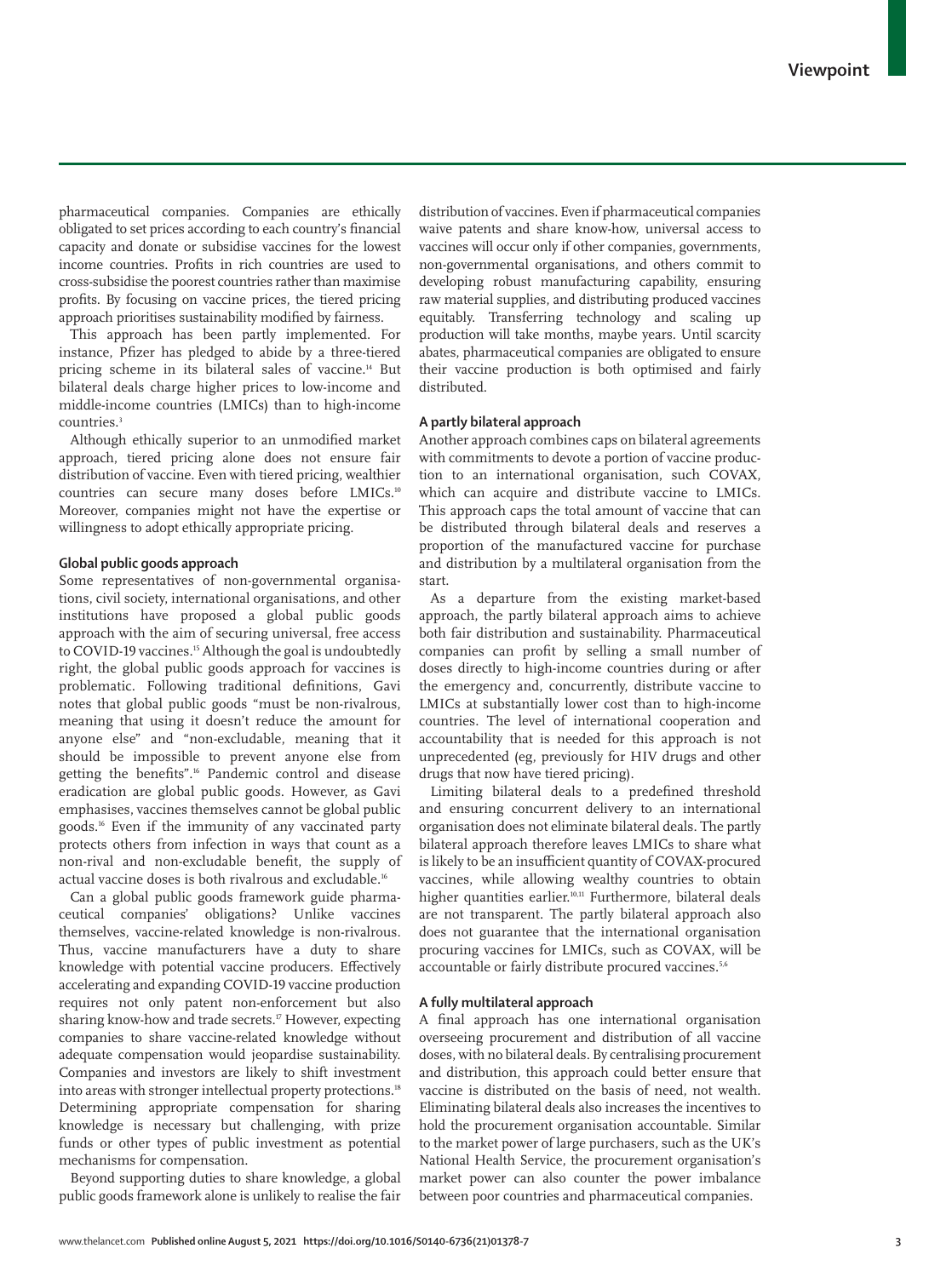pharmaceutical companies. Companies are ethically obligated to set prices according to each country's financial capacity and donate or subsidise vaccines for the lowest income countries. Profits in rich countries are used to cross-subsidise the poorest countries rather than maximise profits. By focusing on vaccine prices, the tiered pricing approach prioritises sustainability modified by fairness.

This approach has been partly implemented. For instance, Pfizer has pledged to abide by a three-tiered pricing scheme in its bilateral sales of vaccine.[14] But bilateral deals charge higher prices to low-income and middle-income countries (LMICs) than to high-income countries.[3]

Although ethically superior to an unmodified market approach, tiered pricing alone does not ensure fair distribution of vaccine. Even with tiered pricing, wealthier countries can secure many doses before LMICs.[10] Moreover, companies might not have the expertise or willingness to adopt ethically appropriate pricing.

### Global public goods approach

Some representatives of non-governmental organisations, civil society, international organisations, and other institutions have proposed a global public goods approach with the aim of securing universal, free access to COVID-19 vaccines.[15] Although the goal is undoubtedly right, the global public goods approach for vaccines is problematic. Following traditional definitions, Gavi notes that global public goods "must be non-rivalrous, meaning that using it doesn't reduce the amount for anyone else" and "non-excludable, meaning that it should be impossible to prevent anyone else from getting the benefits".[16] Pandemic control and disease eradication are global public goods. However, as Gavi emphasises, vaccines themselves cannot be global public goods.[16] Even if the immunity of any vaccinated party protects others from infection in ways that count as a non-rival and non-excludable benefit, the supply of actual vaccine doses is both rivalrous and excludable.[16]

Can a global public goods framework guide pharmaceutical companies' obligations? Unlike vaccines themselves, vaccine-related knowledge is non-rivalrous. Thus, vaccine manufacturers have a duty to share knowledge with potential vaccine producers. Effectively accelerating and expanding COVID-19 vaccine production requires not only patent non-enforcement but also sharing know-how and trade secrets.[17] However, expecting companies to share vaccine-related knowledge without adequate compensation would jeopardise sustainability. Companies and investors are likely to shift investment into areas with stronger intellectual property protections.[18] Determining appropriate compensation for sharing knowledge is necessary but challenging, with prize funds or other types of public investment as potential mechanisms for compensation.

Beyond supporting duties to share knowledge, a global public goods framework alone is unlikely to realise the fair distribution of vaccines. Even if pharmaceutical companies waive patents and share know-how, universal access to vaccines will occur only if other companies, governments, non-governmental organisations, and others commit to developing robust manufacturing capability, ensuring raw material supplies, and distributing produced vaccines equitably. Transferring technology and scaling up production will take months, maybe years. Until scarcity abates, pharmaceutical companies are obligated to ensure their vaccine production is both optimised and fairly distributed.

### A partly bilateral approach

Another approach combines caps on bilateral agreements with commitments to devote a portion of vaccine production to an international organisation, such COVAX, which can acquire and distribute vaccine to LMICs. This approach caps the total amount of vaccine that can be distributed through bilateral deals and reserves a proportion of the manufactured vaccine for purchase and distribution by a multilateral organisation from the start.

As a departure from the existing market-based approach, the partly bilateral approach aims to achieve both fair distribution and sustainability. Pharmaceutical companies can profit by selling a small number of doses directly to high-income countries during or after the emergency and, concurrently, distribute vaccine to LMICs at substantially lower cost than to high-income countries. The level of international cooperation and accountability that is needed for this approach is not unprecedented (eg, previously for HIV drugs and other drugs that now have tiered pricing).

Limiting bilateral deals to a predefined threshold and ensuring concurrent delivery to an international organisation does not eliminate bilateral deals. The partly bilateral approach therefore leaves LMICs to share what is likely to be an insufficient quantity of COVAX-procured vaccines, while allowing wealthy countries to obtain higher quantities earlier.[10,11] Furthermore, bilateral deals are not transparent. The partly bilateral approach also does not guarantee that the international organisation procuring vaccines for LMICs, such as COVAX, will be accountable or fairly distribute procured vaccines.[5,6]

### A fully multilateral approach

A final approach has one international organisation overseeing procurement and distribution of all vaccine doses, with no bilateral deals. By centralising procurement and distribution, this approach could better ensure that vaccine is distributed on the basis of need, not wealth. Eliminating bilateral deals also increases the incentives to hold the procurement organisation accountable. Similar to the market power of large purchasers, such as the UK's National Health Service, the procurement organisation's market power can also counter the power imbalance between poor countries and pharmaceutical companies.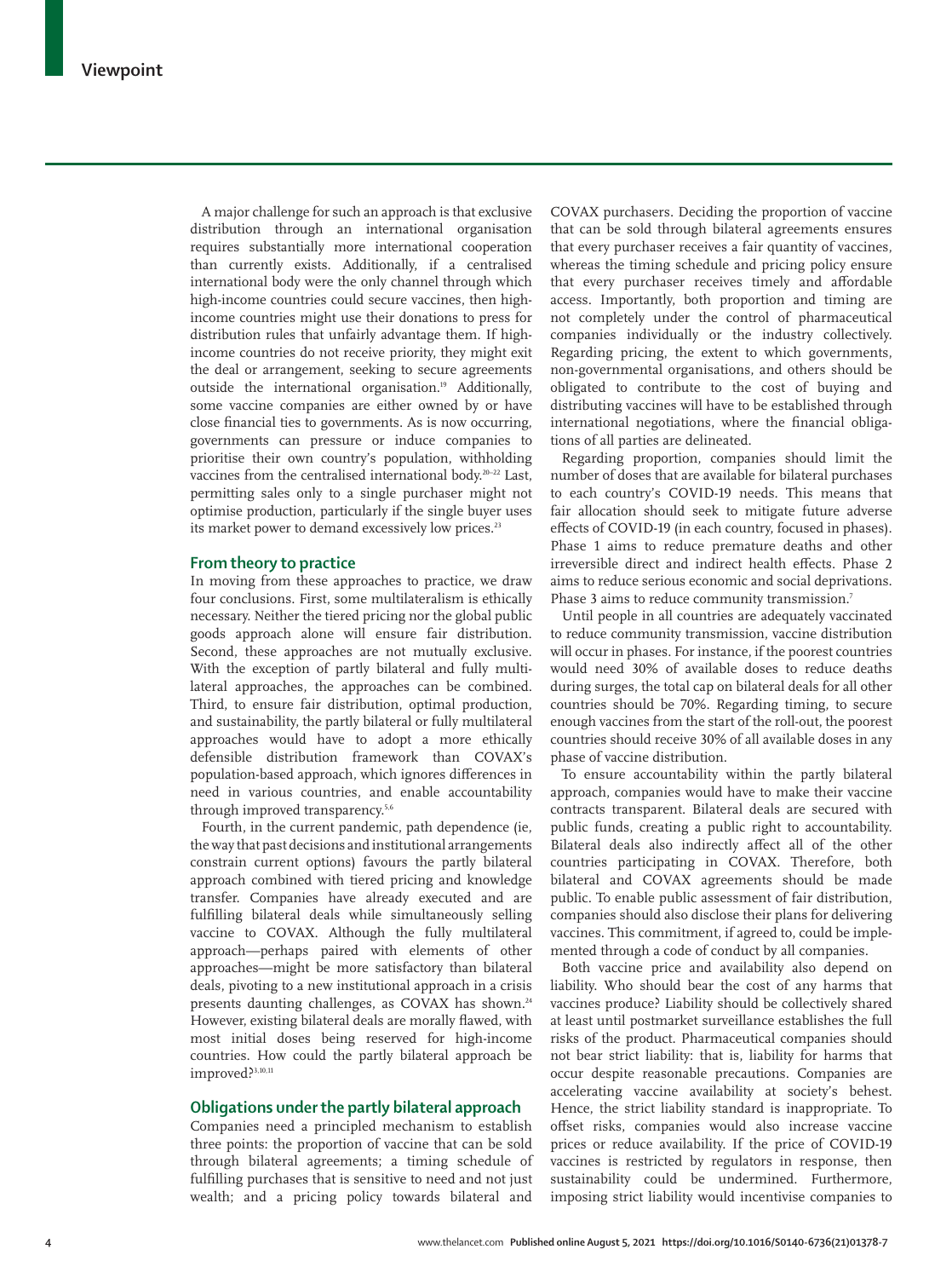A major challenge for such an approach is that exclusive distribution through an international organisation requires substantially more international cooperation than currently exists. Additionally, if a centralised international body were the only channel through which high-income countries could secure vaccines, then high-income countries might use their donations to press for distribution rules that unfairly advantage them. If high-income countries do not receive priority, they might exit the deal or arrangement, seeking to secure agreements outside the international organisation.[19] Additionally, some vaccine companies are either owned by or have close financial ties to governments. As is now occurring, governments can pressure or induce companies to prioritise their own country's population, withholding vaccines from the centralised international body.[20–22] Last, permitting sales only to a single purchaser might not optimise production, particularly if the single buyer uses its market power to demand excessively low prices.[23]

## From theory to practice

In moving from these approaches to practice, we draw four conclusions. First, some multilateralism is ethically necessary. Neither the tiered pricing nor the global public goods approach alone will ensure fair distribution. Second, these approaches are not mutually exclusive. With the exception of partly bilateral and fully multilateral approaches, the approaches can be combined. Third, to ensure fair distribution, optimal production, and sustainability, the partly bilateral or fully multilateral approaches would have to adopt a more ethically defensible distribution framework than COVAX's population-based approach, which ignores differences in need in various countries, and enable accountability through improved transparency.[5,6]

Fourth, in the current pandemic, path dependence (ie, the way that past decisions and institutional arrangements constrain current options) favours the partly bilateral approach combined with tiered pricing and knowledge transfer. Companies have already executed and are fulfilling bilateral deals while simultaneously selling vaccine to COVAX. Although the fully multilateral approach—perhaps paired with elements of other approaches—might be more satisfactory than bilateral deals, pivoting to a new institutional approach in a crisis presents daunting challenges, as COVAX has shown.[24] However, existing bilateral deals are morally flawed, with most initial doses being reserved for high-income countries. How could the partly bilateral approach be improved?[3,10,11]

## Obligations under the partly bilateral approach

Companies need a principled mechanism to establish three points: the proportion of vaccine that can be sold through bilateral agreements; a timing schedule of fulfilling purchases that is sensitive to need and not just wealth; and a pricing policy towards bilateral and COVAX purchasers. Deciding the proportion of vaccine that can be sold through bilateral agreements ensures that every purchaser receives a fair quantity of vaccines, whereas the timing schedule and pricing policy ensure that every purchaser receives timely and affordable access. Importantly, both proportion and timing are not completely under the control of pharmaceutical companies individually or the industry collectively. Regarding pricing, the extent to which governments, non-governmental organisations, and others should be obligated to contribute to the cost of buying and distributing vaccines will have to be established through international negotiations, where the financial obligations of all parties are delineated.

Regarding proportion, companies should limit the number of doses that are available for bilateral purchases to each country's COVID-19 needs. This means that fair allocation should seek to mitigate future adverse effects of COVID-19 (in each country, focused in phases). Phase 1 aims to reduce premature deaths and other irreversible direct and indirect health effects. Phase 2 aims to reduce serious economic and social deprivations. Phase 3 aims to reduce community transmission.[7]

Until people in all countries are adequately vaccinated to reduce community transmission, vaccine distribution will occur in phases. For instance, if the poorest countries would need 30% of available doses to reduce deaths during surges, the total cap on bilateral deals for all other countries should be 70%. Regarding timing, to secure enough vaccines from the start of the roll-out, the poorest countries should receive 30% of all available doses in any phase of vaccine distribution.

To ensure accountability within the partly bilateral approach, companies would have to make their vaccine contracts transparent. Bilateral deals are secured with public funds, creating a public right to accountability. Bilateral deals also indirectly affect all of the other countries participating in COVAX. Therefore, both bilateral and COVAX agreements should be made public. To enable public assessment of fair distribution, companies should also disclose their plans for delivering vaccines. This commitment, if agreed to, could be implemented through a code of conduct by all companies.

Both vaccine price and availability also depend on liability. Who should bear the cost of any harms that vaccines produce? Liability should be collectively shared at least until postmarket surveillance establishes the full risks of the product. Pharmaceutical companies should not bear strict liability: that is, liability for harms that occur despite reasonable precautions. Companies are accelerating vaccine availability at society's behest. Hence, the strict liability standard is inappropriate. To offset risks, companies would also increase vaccine prices or reduce availability. If the price of COVID-19 vaccines is restricted by regulators in response, then sustainability could be undermined. Furthermore, imposing strict liability would incentivise companies to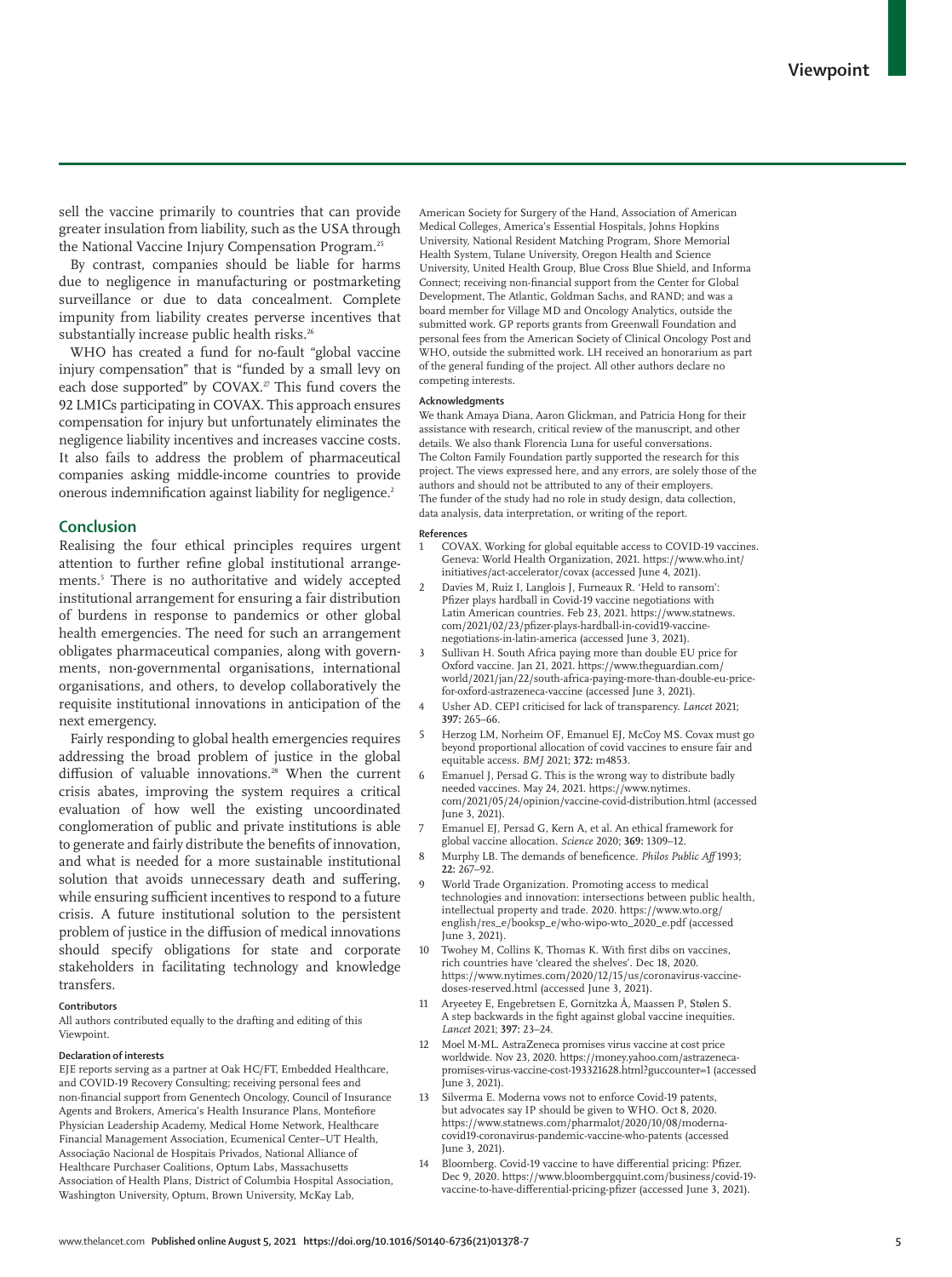sell the vaccine primarily to countries that can provide greater insulation from liability, such as the USA through the National Vaccine Injury Compensation Program.[25]

By contrast, companies should be liable for harms due to negligence in manufacturing or postmarketing surveillance or due to data concealment. Complete impunity from liability creates perverse incentives that substantially increase public health risks.[26]

WHO has created a fund for no-fault "global vaccine injury compensation" that is "funded by a small levy on each dose supported" by COVAX.[27] This fund covers the 92 LMICs participating in COVAX. This approach ensures compensation for injury but unfortunately eliminates the negligence liability incentives and increases vaccine costs. It also fails to address the problem of pharmaceutical companies asking middle-income countries to provide onerous indemnification against liability for negligence.[2]

## Conclusion

Realising the four ethical principles requires urgent attention to further refine global institutional arrangements.[5] There is no authoritative and widely accepted institutional arrangement for ensuring a fair distribution of burdens in response to pandemics or other global health emergencies. The need for such an arrangement obligates pharmaceutical companies, along with governments, non-governmental organisations, international organisations, and others, to develop collaboratively the requisite institutional innovations in anticipation of the next emergency.

Fairly responding to global health emergencies requires addressing the broad problem of justice in the global diffusion of valuable innovations.[28] When the current crisis abates, improving the system requires a critical evaluation of how well the existing uncoordinated conglomeration of public and private institutions is able to generate and fairly distribute the benefits of innovation, and what is needed for a more sustainable institutional solution that avoids unnecessary death and suffering, while ensuring sufficient incentives to respond to a future crisis. A future institutional solution to the persistent problem of justice in the diffusion of medical innovations should specify obligations for state and corporate stakeholders in facilitating technology and knowledge transfers.

#### Contributors

All authors contributed equally to the drafting and editing of this Viewpoint.

#### Declaration of interests

EJE reports serving as a partner at Oak HC/FT, Embedded Healthcare, and COVID-19 Recovery Consulting; receiving personal fees and non-financial support from Genentech Oncology, Council of Insurance Agents and Brokers, America's Health Insurance Plans, Montefiore Physician Leadership Academy, Medical Home Network, Healthcare Financial Management Association, Ecumenical Center–UT Health, Associação Nacional de Hospitais Privados, National Alliance of Healthcare Purchaser Coalitions, Optum Labs, Massachusetts Association of Health Plans, District of Columbia Hospital Association, Washington University, Optum, Brown University, McKay Lab, American Society for Surgery of the Hand, Association of American Medical Colleges, America's Essential Hospitals, Johns Hopkins University, National Resident Matching Program, Shore Memorial Health System, Tulane University, Oregon Health and Science University, United Health Group, Blue Cross Blue Shield, and Informa Connect; receiving non-financial support from the Center for Global Development, The Atlantic, Goldman Sachs, and RAND; and was a board member for Village MD and Oncology Analytics, outside the submitted work. GP reports grants from Greenwall Foundation and personal fees from the American Society of Clinical Oncology Post and WHO, outside the submitted work. LH received an honorarium as part of the general funding of the project. All other authors declare no competing interests.

#### Acknowledgments

We thank Amaya Diana, Aaron Glickman, and Patricia Hong for their assistance with research, critical review of the manuscript, and other details. We also thank Florencia Luna for useful conversations. The Colton Family Foundation partly supported the research for this project. The views expressed here, and any errors, are solely those of the authors and should not be attributed to any of their employers. The funder of the study had no role in study design, data collection, data analysis, data interpretation, or writing of the report.

#### References

1. COVAX. Working for global equitable access to COVID-19 vaccines. Geneva: World Health Organization, 2021. https://www.who.int/initiatives/act-accelerator/covax (accessed June 4, 2021).
2. Davies M, Ruiz I, Langlois J, Furneaux R. 'Held to ransom': Pfizer plays hardball in Covid-19 vaccine negotiations with Latin American countries. Feb 23, 2021. https://www.statnews.com/2021/02/23/pfizer-plays-hardball-in-covid19-vaccine-negotiations-in-latin-america (accessed June 3, 2021).
3. Sullivan H. South Africa paying more than double EU price for Oxford vaccine. Jan 21, 2021. https://www.theguardian.com/world/2021/jan/22/south-africa-paying-more-than-double-eu-price-for-oxford-astrazeneca-vaccine (accessed June 3, 2021).
4. Usher AD. CEPI criticised for lack of transparency. *Lancet* 2021; **397:** 265–66.
5. Herzog LM, Norheim OF, Emanuel EJ, McCoy MS. Covax must go beyond proportional allocation of covid vaccines to ensure fair and equitable access. *BMJ* 2021; **372:** m4853.
6. Emanuel J, Persad G. This is the wrong way to distribute badly needed vaccines. May 24, 2021. https://www.nytimes.com/2021/05/24/opinion/vaccine-covid-distribution.html (accessed June 3, 2021).
7. Emanuel EJ, Persad G, Kern A, et al. An ethical framework for global vaccine allocation. *Science* 2020; **369:** 1309–12.
8. Murphy LB. The demands of beneficence. *Philos Public Aff* 1993; **22:** 267–92.
9. World Trade Organization. Promoting access to medical technologies and innovation: intersections between public health, intellectual property and trade. 2020. https://www.wto.org/english/res_e/booksp_e/who-wipo-wto_2020_e.pdf (accessed June 3, 2021).
10. Twohey M, Collins K, Thomas K. With first dibs on vaccines, rich countries have 'cleared the shelves'. Dec 18, 2020. https://www.nytimes.com/2020/12/15/us/coronavirus-vaccine-doses-reserved.html (accessed June 3, 2021).
11. Aryeetey E, Engebretsen E, Gornitzka Å, Maassen P, Stølen S. A step backwards in the fight against global vaccine inequities. *Lancet* 2021; **397:** 23–24.
12. Moel M-ML. AstraZeneca promises virus vaccine at cost price worldwide. Nov 23, 2020. https://money.yahoo.com/astrazeneca-promises-virus-vaccine-cost-193321628.html?guccounter=1 (accessed June 3, 2021).
13. Silverma E. Moderna vows not to enforce Covid-19 patents, but advocates say IP should be given to WHO. Oct 8, 2020. https://www.statnews.com/pharmalot/2020/10/08/moderna-covid19-coronavirus-pandemic-vaccine-who-patents (accessed June 3, 2021).
14. Bloomberg. Covid-19 vaccine to have differential pricing: Pfizer. Dec 9, 2020. https://www.bloombergquint.com/business/covid-19-vaccine-to-have-differential-pricing-pfizer (accessed June 3, 2021).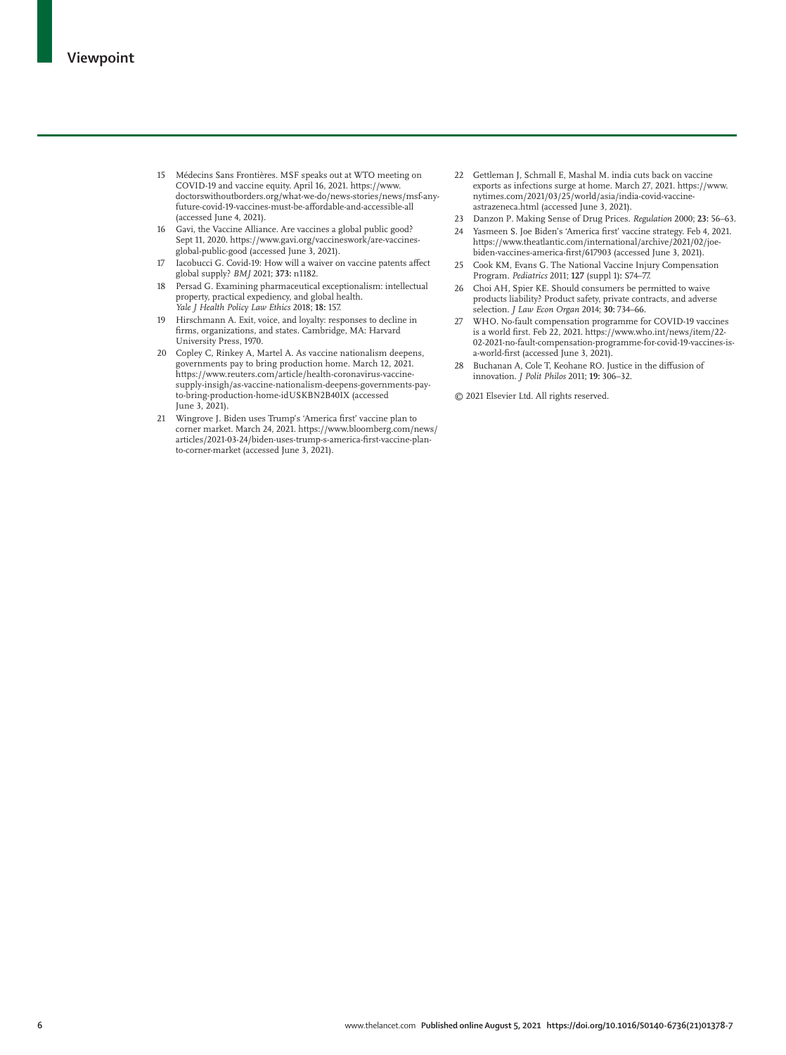15 Médecins Sans Frontières. MSF speaks out at WTO meeting on COVID-19 and vaccine equity. April 16, 2021. https://www.doctorswithoutborders.org/what-we-do/news-stories/news/msf-any-future-covid-19-vaccines-must-be-affordable-and-accessible-all (accessed June 4, 2021).

16 Gavi, the Vaccine Alliance. Are vaccines a global public good? Sept 11, 2020. https://www.gavi.org/vaccineswork/are-vaccines-global-public-good (accessed June 3, 2021).

17 Iacobucci G. Covid-19: How will a waiver on vaccine patents affect global supply? *BMJ* 2021; **373:** n1182.

18 Persad G. Examining pharmaceutical exceptionalism: intellectual property, practical expediency, and global health. *Yale J Health Policy Law Ethics* 2018; **18:** 157.

19 Hirschmann A. Exit, voice, and loyalty: responses to decline in firms, organizations, and states. Cambridge, MA: Harvard University Press, 1970.

20 Copley C, Rinkey A, Martel A. As vaccine nationalism deepens, governments pay to bring production home. March 12, 2021. https://www.reuters.com/article/health-coronavirus-vaccine-supply-insigh/as-vaccine-nationalism-deepens-governments-pay-to-bring-production-home-idUSKBN2B40IX (accessed June 3, 2021).

21 Wingrove J. Biden uses Trump's 'America first' vaccine plan to corner market. March 24, 2021. https://www.bloomberg.com/news/articles/2021-03-24/biden-uses-trump-s-america-first-vaccine-plan-to-corner-market (accessed June 3, 2021).

22 Gettleman J, Schmall E, Mashal M. india cuts back on vaccine exports as infections surge at home. March 27, 2021. https://www.nytimes.com/2021/03/25/world/asia/india-covid-vaccine-astrazeneca.html (accessed June 3, 2021).

23 Danzon P. Making Sense of Drug Prices. *Regulation* 2000; **23:** 56–63.

24 Yasmeen S. Joe Biden's 'America first' vaccine strategy. Feb 4, 2021. https://www.theatlantic.com/international/archive/2021/02/joe-biden-vaccines-america-first/617903 (accessed June 3, 2021).

25 Cook KM, Evans G. The National Vaccine Injury Compensation Program. *Pediatrics* 2011; **127** (suppl 1)**:** S74–77.

26 Choi AH, Spier KE. Should consumers be permitted to waive products liability? Product safety, private contracts, and adverse selection. *J Law Econ Organ* 2014; **30:** 734–66.

27 WHO. No-fault compensation programme for COVID-19 vaccines is a world first. Feb 22, 2021. https://www.who.int/news/item/22-02-2021-no-fault-compensation-programme-for-covid-19-vaccines-is-a-world-first (accessed June 3, 2021).

28 Buchanan A, Cole T, Keohane RO. Justice in the diffusion of innovation. *J Polit Philos* 2011; **19:** 306–32.

© 2021 Elsevier Ltd. All rights reserved.